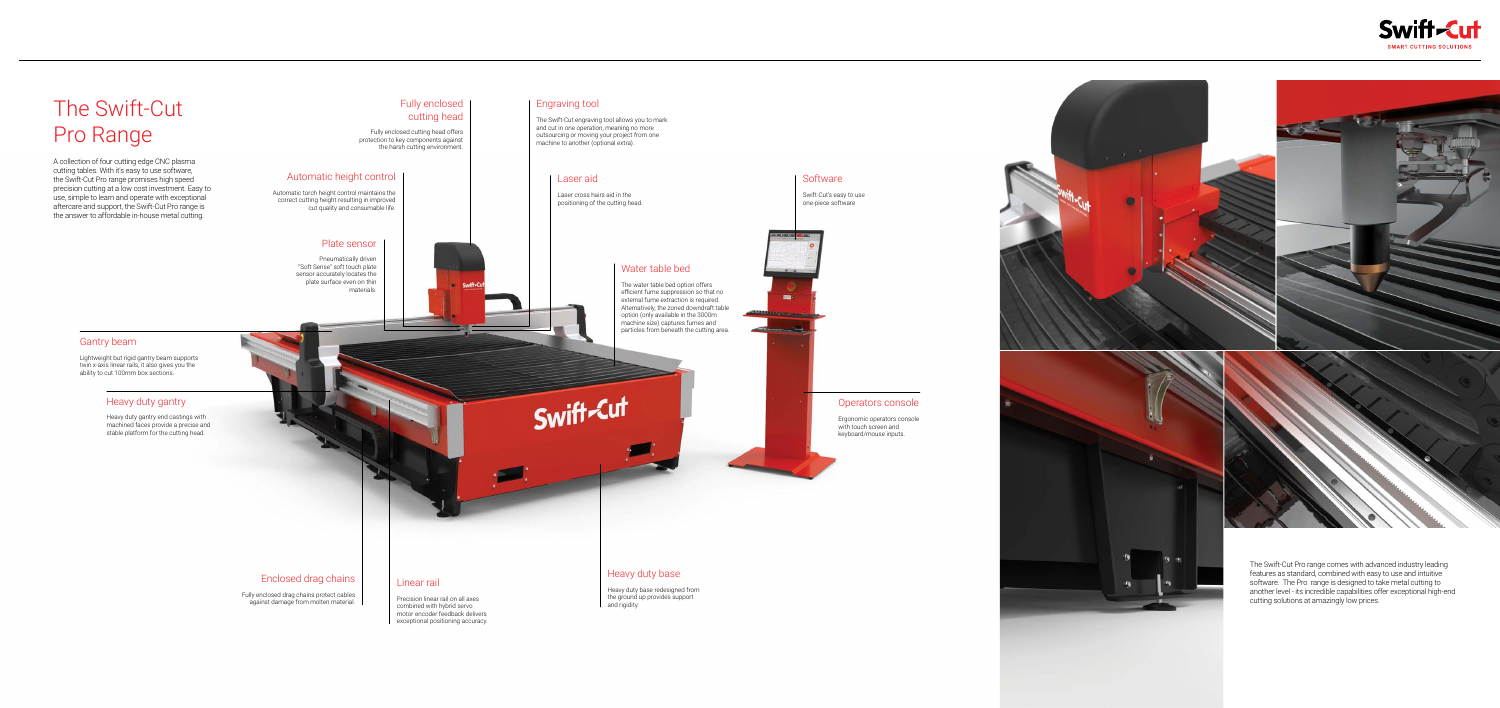# The Swift-Cut Pro Range

A collection of four cutting edge CNC plasma cutting tables. With it's easy to use software, the Swift-Cut Pro range promises high speed precision cutting at a low cost investment. Easy to use, simple to learn and operate with exceptional aftercare and support, the Swift-Cut Pro range is the answer to affordable in-house metal cutting.

## Fully enclosed cutting head

Fully enclosed cutting head offers protection to key components against the harsh cutting environment.

## Automatic height control

Automatic torch height control maintains the correct cutting height resulting in improved cut quality and consumable life.

## Plate sensor

Pneumatically driven "Soft Sense" soft touch plate sensor accurately locates the plate surface even on thin materials.

## Engraving tool

The Swift-Cut engraving tool allows you to mark and cut in one operation, meaning no more outsourcing or moving your project from one machine to another (optional extra).

## Laser aid

Laser cross hairs aid in the positioning of the cutting head.

## Software

Swift-Cut's easy to use one-piece software

## Water table bed

The water table bed option offers efficient fume suppression so that no external fume extraction is required. Alternatively, the zoned downdraft table option (only available in the 3000m machine size) captures fumes and particles from beneath the cutting area.

## Gantry beam

Lightweight but rigid gantry beam supports twin x-axis linear rails, it also gives you the ability to cut 100mm box sections.

## Heavy duty gantry

Heavy duty gantry end castings with machined faces provide a precise and stable platform for the cutting head.

## Operators console

Ergonomic operators console with touch screen and keyboard/mouse inputs.

## Enclosed drag chains

Fully enclosed drag chains protect cables against damage from molten material.

## Linear rail

Precision linear rail on all axes combined with hybrid servo motor encoder feedback delivers exceptional positioning accuracy.

## Heavy duty base

Heavy duty base redesigned from the ground up provides support and rigidity.

The Swift-Cut Pro range comes with advanced industry leading features as standard, combined with easy to use and intuitive software. The Pro range is designed to take metal cutting to another level - its incredible capabilities offer exceptional high-end cutting solutions at amazingly low prices.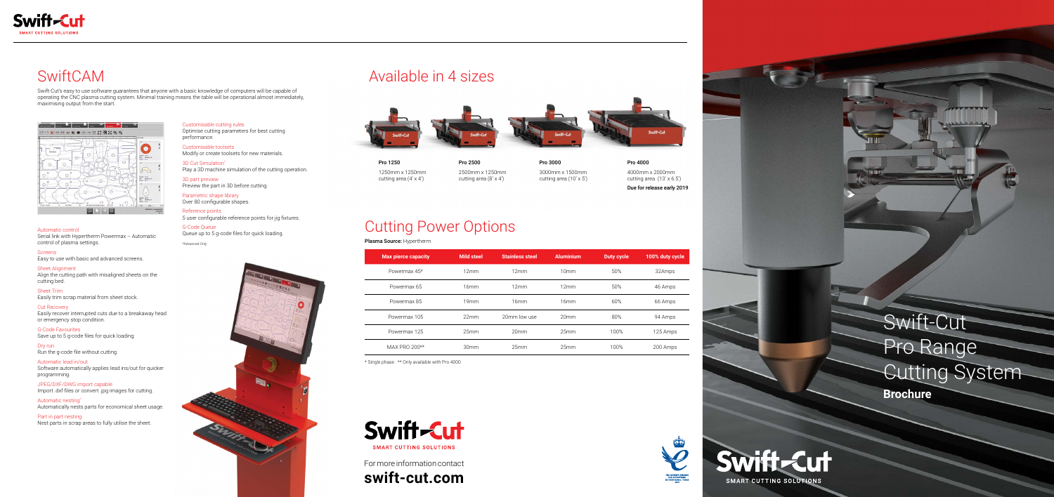# SwiftCAM

Swift-Cut's easy to use software guarantees that anyone with a basic knowledge of computers will be capable of operating the CNC plasma cutting system. Minimal training means the table will be operational almost immediately, maximising output from the start.

Automatic control
Serial link with Hypertherm Powermax – Automatic control of plasma settings.

Screens
Easy to use with basic and advanced screens.

Sheet Alignment
Align the cutting path with misaligned sheets on the cutting bed.

Sheet Trim
Easily trim scrap material from sheet stock.

Cut Recovery
Easily recover interrupted cuts due to a breakaway head or emergency stop condition.

G-Code Favourites
Save up to 5 g-code files for quick loading.

Dry run
Run the g-code file without cutting.

Automatic lead in/out
Software automatically applies lead ins/out for quicker programming.

JPEG/DXF/DWG import capable
Import .dxf files or convert .jpg images for cutting.

Automatic nesting*
Automatically nests parts for economical sheet usage.

Part in part nesting
Nest parts in scrap areas to fully utilise the sheet.

Customisable cutting rules
Optimise cutting parameters for best cutting performance.

Customisable toolsets
Modify or create toolsets for new materials.

3D Cut Simulation*
Play a 3D machine simulation of the cutting operation.

3D part preview
Preview the part in 3D before cutting.

Parametric shape library
Over 80 configurable shapes.

Reference points
5 user configurable reference points for jig fixtures.

G-Code Queue
Queue up to 5 g-code files for quick loading.

*Advanced Only

# Available in 4 sizes

**Pro 1250**
1250mm x 1250mm cutting area (4' x 4')

**Pro 2500**
2500mm x 1250mm cutting area (8' x 4')

**Pro 3000**
3000mm x 1500mm cutting area (10' x 5')

**Pro 4000**
4000mm x 2000mm cutting area (13' x 6.5')
**Due for release early 2019**

# Cutting Power Options

**Plasma Source:** Hypertherm

| Max pierce capacity | Mild steel | Stainless steel | Aluminium | Duty cycle | 100% duty cycle |
|---|---|---|---|---|---|
| Powermax 45* | 12mm | 12mm | 10mm | 50% | 32Amps |
| Powermax 65 | 16mm | 12mm | 12mm | 50% | 46 Amps |
| Powermax 85 | 19mm | 16mm | 16mm | 60% | 66 Amps |
| Powermax 105 | 22mm | 20mm low use | 20mm | 80% | 94 Amps |
| Powermax 125 | 25mm | 20mm | 25mm | 100% | 125 Amps |
| MAX PRO 200** | 30mm | 25mm | 25mm | 100% | 200 Amps |

* Single phase ** Only available with Pro 4000

For more information contact
**swift-cut.com**

# Swift-Cut Pro Range Cutting System

**Brochure**